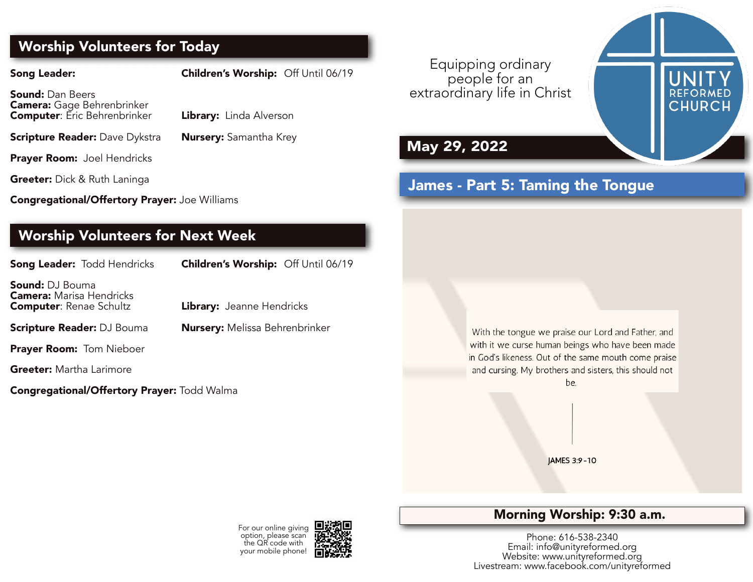## Worship Volunteers for Today

**Song Leader:**

**Sound:** Dan Beers
**Camera:** Gage Behrenbrinker
**Computer**: Eric Behrenbrinker

**Scripture Reader:** Dave Dykstra

**Prayer Room:** Joel Hendricks

**Greeter:** Dick & Ruth Laninga

**Congregational/Offertory Prayer:** Joe Williams

**Children's Worship:** Off Until 06/19

**Library:** Linda Alverson

**Nursery:** Samantha Krey

## Worship Volunteers for Next Week

**Song Leader:** Todd Hendricks

**Sound:** DJ Bouma
**Camera:** Marisa Hendricks
**Computer**: Renae Schultz

**Scripture Reader:** DJ Bouma

**Prayer Room:** Tom Nieboer

**Greeter:** Martha Larimore

**Congregational/Offertory Prayer:** Todd Walma

**Children's Worship:** Off Until 06/19

**Library:** Jeanne Hendricks

**Nursery:** Melissa Behrenbrinker

For our online giving option, please scan the QR code with your mobile phone!

Equipping ordinary people for an extraordinary life in Christ

UNITY REFORMED CHURCH

## May 29, 2022

## James - Part 5: Taming the Tongue

With the tongue we praise our Lord and Father, and with it we curse human beings who have been made in God's likeness. Out of the same mouth come praise and cursing. My brothers and sisters, this should not be.

JAMES 3:9-10

**Morning Worship: 9:30 a.m.**

Phone: 616-538-2340
Email: info@unityreformed.org
Website: www.unityreformed.org
Livestream: www.facebook.com/unityreformed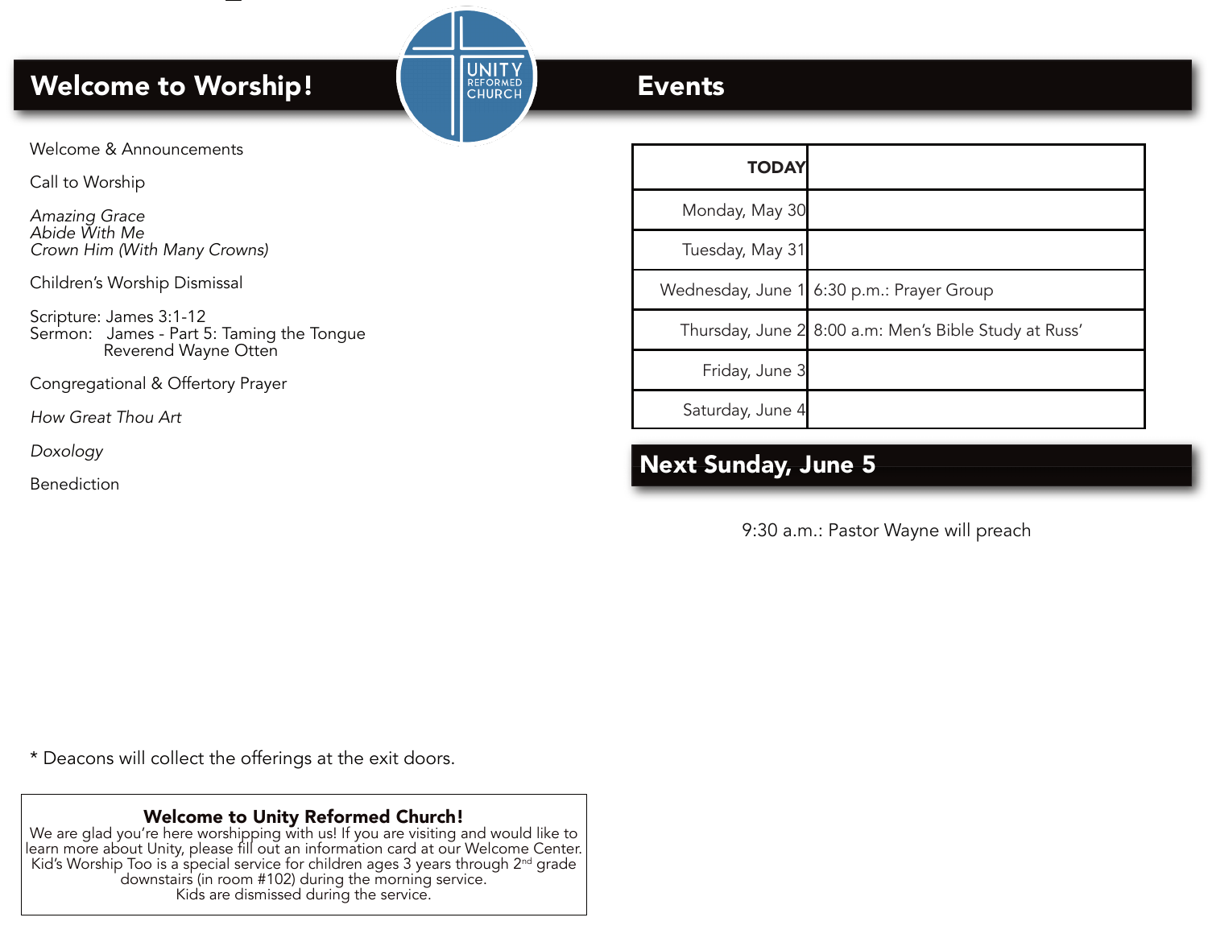## Welcome to Worship!

Welcome & Announcements

Call to Worship

*Amazing Grace*
*Abide With Me*
*Crown Him (With Many Crowns)*

Children's Worship Dismissal

Scripture: James 3:1-12
Sermon: James - Part 5: Taming the Tongue
Reverend Wayne Otten

Congregational & Offertory Prayer

*How Great Thou Art*

*Doxology*

Benediction

* Deacons will collect the offerings at the exit doors.

**Welcome to Unity Reformed Church!**
We are glad you're here worshipping with us! If you are visiting and would like to learn more about Unity, please fill out an information card at our Welcome Center. Kid's Worship Too is a special service for children ages 3 years through 2nd grade downstairs (in room #102) during the morning service.
Kids are dismissed during the service.

## Events

| **TODAY** | |
|---|---|
| Monday, May 30 | |
| Tuesday, May 31 | |
| Wednesday, June 1 | 6:30 p.m.: Prayer Group |
| Thursday, June 2 | 8:00 a.m: Men's Bible Study at Russ' |
| Friday, June 3 | |
| Saturday, June 4 | |

## Next Sunday, June 5

9:30 a.m.: Pastor Wayne will preach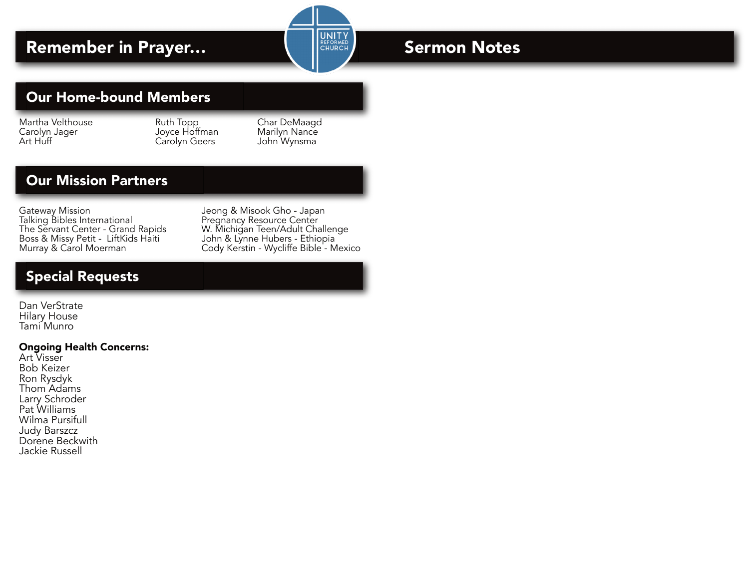# Remember in Prayer...

## Our Home-bound Members

Martha Velthouse
Carolyn Jager
Art Huff
Ruth Topp
Joyce Hoffman
Carolyn Geers
Char DeMaagd
Marilyn Nance
John Wynsma

## Our Mission Partners

Gateway Mission
Talking Bibles International
The Servant Center - Grand Rapids
Boss & Missy Petit - LiftKids Haiti
Murray & Carol Moerman
Jeong & Misook Gho - Japan
Pregnancy Resource Center
W. Michigan Teen/Adult Challenge
John & Lynne Hubers - Ethiopia
Cody Kerstin - Wycliffe Bible - Mexico

## Special Requests

Dan VerStrate
Hilary House
Tami Munro

**Ongoing Health Concerns:**
Art Visser
Bob Keizer
Ron Rysdyk
Thom Adams
Larry Schroder
Pat Williams
Wilma Pursifull
Judy Barszcz
Dorene Beckwith
Jackie Russell

# Sermon Notes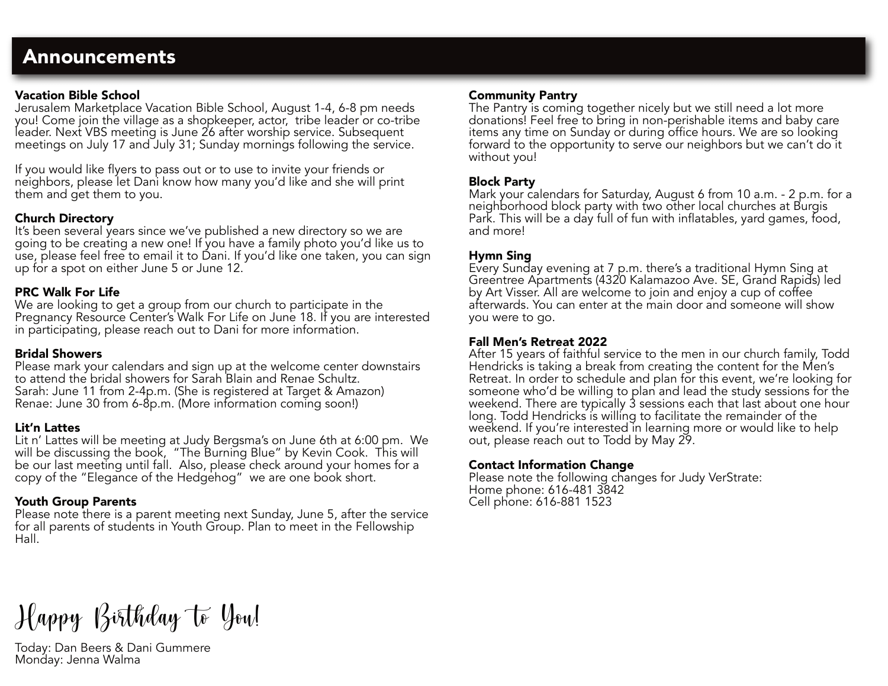# Announcements

### Vacation Bible School

Jerusalem Marketplace Vacation Bible School, August 1-4, 6-8 pm needs you! Come join the village as a shopkeeper, actor, tribe leader or co-tribe leader. Next VBS meeting is June 26 after worship service. Subsequent meetings on July 17 and July 31; Sunday mornings following the service.

If you would like flyers to pass out or to use to invite your friends or neighbors, please let Dani know how many you'd like and she will print them and get them to you.

### Church Directory

It's been several years since we've published a new directory so we are going to be creating a new one! If you have a family photo you'd like us to use, please feel free to email it to Dani. If you'd like one taken, you can sign up for a spot on either June 5 or June 12.

### PRC Walk For Life

We are looking to get a group from our church to participate in the Pregnancy Resource Center's Walk For Life on June 18. If you are interested in participating, please reach out to Dani for more information.

### Bridal Showers

Please mark your calendars and sign up at the welcome center downstairs to attend the bridal showers for Sarah Blain and Renae Schultz.
Sarah: June 11 from 2-4p.m. (She is registered at Target & Amazon)
Renae: June 30 from 6-8p.m. (More information coming soon!)

### Lit'n Lattes

Lit n' Lattes will be meeting at Judy Bergsma's on June 6th at 6:00 pm. We will be discussing the book, "The Burning Blue" by Kevin Cook. This will be our last meeting until fall. Also, please check around your homes for a copy of the "Elegance of the Hedgehog" we are one book short.

### Youth Group Parents

Please note there is a parent meeting next Sunday, June 5, after the service for all parents of students in Youth Group. Plan to meet in the Fellowship Hall.

### Community Pantry

The Pantry is coming together nicely but we still need a lot more donations! Feel free to bring in non-perishable items and baby care items any time on Sunday or during office hours. We are so looking forward to the opportunity to serve our neighbors but we can't do it without you!

### Block Party

Mark your calendars for Saturday, August 6 from 10 a.m. - 2 p.m. for a neighborhood block party with two other local churches at Burgis Park. This will be a day full of fun with inflatables, yard games, food, and more!

### Hymn Sing

Every Sunday evening at 7 p.m. there's a traditional Hymn Sing at Greentree Apartments (4320 Kalamazoo Ave. SE, Grand Rapids) led by Art Visser. All are welcome to join and enjoy a cup of coffee afterwards. You can enter at the main door and someone will show you were to go.

### Fall Men's Retreat 2022

After 15 years of faithful service to the men in our church family, Todd Hendricks is taking a break from creating the content for the Men's Retreat. In order to schedule and plan for this event, we're looking for someone who'd be willing to plan and lead the study sessions for the weekend. There are typically 3 sessions each that last about one hour long. Todd Hendricks is willing to facilitate the remainder of the weekend. If you're interested in learning more or would like to help out, please reach out to Todd by May 29.

### Contact Information Change

Please note the following changes for Judy VerStrate:
Home phone: 616-481 3842
Cell phone: 616-881 1523

## Happy Birthday to You!

Today: Dan Beers & Dani Gummere
Monday: Jenna Walma